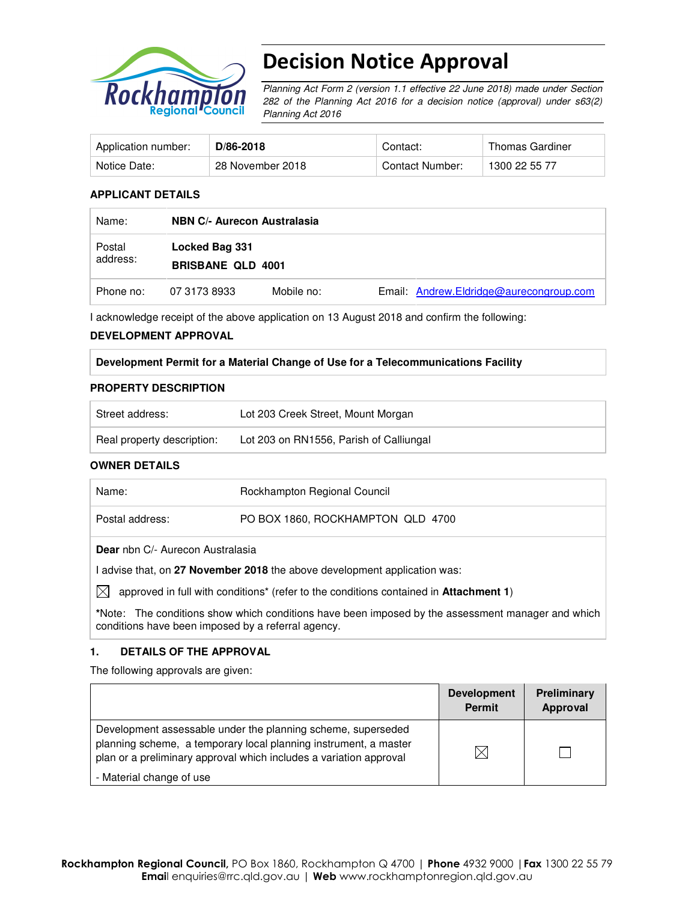# Decision Notice Approval

*Planning Act Form 2 (version 1.1 effective 22 June 2018) made under Section 282 of the Planning Act 2016 for a decision notice (approval) under s63(2) Planning Act 2016*

| Application number: | **D/86-2018** | Contact: | Thomas Gardiner |
|---|---|---|---|
| Notice Date: | 28 November 2018 | Contact Number: | 1300 22 55 77 |

**APPLICANT DETAILS**

| Name: | **NBN C/- Aurecon Australasia** | | |
|---|---|---|---|
| Postal address: | **Locked Bag 331** **BRISBANE QLD 4001** | | |
| Phone no: | 07 3173 8933 | Mobile no: | Email: Andrew.Eldridge@aurecongroup.com |

I acknowledge receipt of the above application on 13 August 2018 and confirm the following:

**DEVELOPMENT APPROVAL**

| **Development Permit for a Material Change of Use for a Telecommunications Facility** |
|---|

**PROPERTY DESCRIPTION**

| Street address: | Lot 203 Creek Street, Mount Morgan |
|---|---|
| Real property description: | Lot 203 on RN1556, Parish of Calliungal |

**OWNER DETAILS**

| Name: | Rockhampton Regional Council |
|---|---|
| Postal address: | PO BOX 1860, ROCKHAMPTON QLD 4700 |

**Dear** nbn C/- Aurecon Australasia

I advise that, on **27 November 2018** the above development application was:

☒ approved in full with conditions* (refer to the conditions contained in **Attachment 1**)

*Note: The conditions show which conditions have been imposed by the assessment manager and which conditions have been imposed by a referral agency.

### 1. DETAILS OF THE APPROVAL

The following approvals are given:

| | Development Permit | Preliminary Approval |
|---|---|---|
| Development assessable under the planning scheme, superseded planning scheme, a temporary local planning instrument, a master plan or a preliminary approval which includes a variation approval<br>- Material change of use | ☒ | ☐ |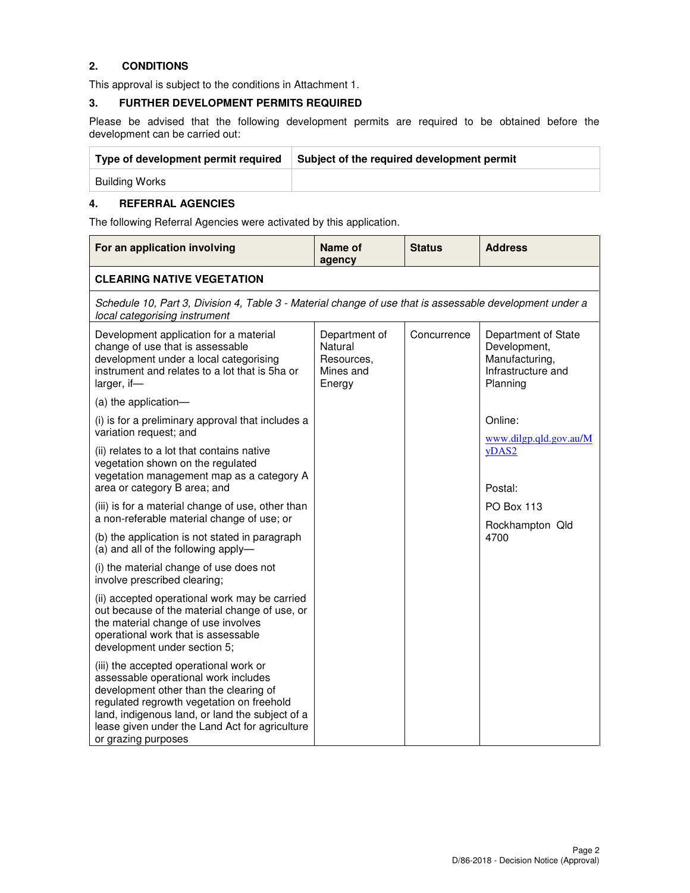## 2. CONDITIONS

This approval is subject to the conditions in Attachment 1.

## 3. FURTHER DEVELOPMENT PERMITS REQUIRED

Please be advised that the following development permits are required to be obtained before the development can be carried out:

| Type of development permit required | Subject of the required development permit |
|---|---|
| Building Works | |

## 4. REFERRAL AGENCIES

The following Referral Agencies were activated by this application.

| For an application involving | Name of agency | Status | Address |
|---|---|---|---|
| **CLEARING NATIVE VEGETATION** | | | |
| *Schedule 10, Part 3, Division 4, Table 3 - Material change of use that is assessable development under a local categorising instrument* | | | |
| Development application for a material change of use that is assessable development under a local categorising instrument and relates to a lot that is 5ha or larger, if—<br><br>(a) the application—<br><br>(i) is for a preliminary approval that includes a variation request; and<br><br>(ii) relates to a lot that contains native vegetation shown on the regulated vegetation management map as a category A area or category B area; and<br><br>(iii) is for a material change of use, other than a non-referable material change of use; or<br><br>(b) the application is not stated in paragraph (a) and all of the following apply—<br><br>(i) the material change of use does not involve prescribed clearing;<br><br>(ii) accepted operational work may be carried out because of the material change of use, or the material change of use involves operational work that is assessable development under section 5;<br><br>(iii) the accepted operational work or assessable operational work includes development other than the clearing of regulated regrowth vegetation on freehold land, indigenous land, or land the subject of a lease given under the Land Act for agriculture or grazing purposes | Department of Natural Resources, Mines and Energy | Concurrence | Department of State Development, Manufacturing, Infrastructure and Planning<br><br>Online:<br>www.dilgp.qld.gov.au/MyDAS2<br><br>Postal:<br>PO Box 113<br>Rockhampton Qld 4700 |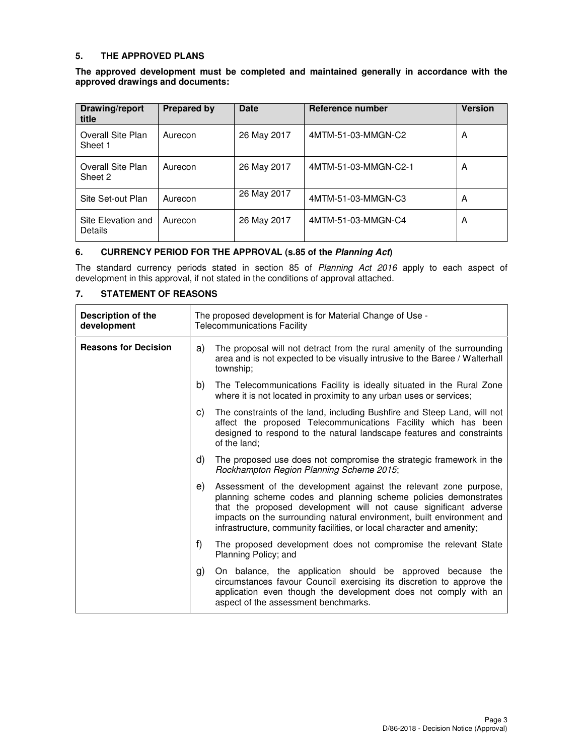## 5. THE APPROVED PLANS

**The approved development must be completed and maintained generally in accordance with the approved drawings and documents:**

| Drawing/report title | Prepared by | Date | Reference number | Version |
|---|---|---|---|---|
| Overall Site Plan Sheet 1 | Aurecon | 26 May 2017 | 4MTM-51-03-MMGN-C2 | A |
| Overall Site Plan Sheet 2 | Aurecon | 26 May 2017 | 4MTM-51-03-MMGN-C2-1 | A |
| Site Set-out Plan | Aurecon | 26 May 2017 | 4MTM-51-03-MMGN-C3 | A |
| Site Elevation and Details | Aurecon | 26 May 2017 | 4MTM-51-03-MMGN-C4 | A |

## 6. CURRENCY PERIOD FOR THE APPROVAL (s.85 of the *Planning Act*)

The standard currency periods stated in section 85 of *Planning Act 2016* apply to each aspect of development in this approval, if not stated in the conditions of approval attached.

## 7. STATEMENT OF REASONS

| **Description of the development** | The proposed development is for Material Change of Use - Telecommunications Facility |
|---|---|
| **Reasons for Decision** | a) The proposal will not detract from the rural amenity of the surrounding area and is not expected to be visually intrusive to the Baree / Walterhall township;<br>b) The Telecommunications Facility is ideally situated in the Rural Zone where it is not located in proximity to any urban uses or services;<br>c) The constraints of the land, including Bushfire and Steep Land, will not affect the proposed Telecommunications Facility which has been designed to respond to the natural landscape features and constraints of the land;<br>d) The proposed use does not compromise the strategic framework in the *Rockhampton Region Planning Scheme 2015*;<br>e) Assessment of the development against the relevant zone purpose, planning scheme codes and planning scheme policies demonstrates that the proposed development will not cause significant adverse impacts on the surrounding natural environment, built environment and infrastructure, community facilities, or local character and amenity;<br>f) The proposed development does not compromise the relevant State Planning Policy; and<br>g) On balance, the application should be approved because the circumstances favour Council exercising its discretion to approve the application even though the development does not comply with an aspect of the assessment benchmarks. |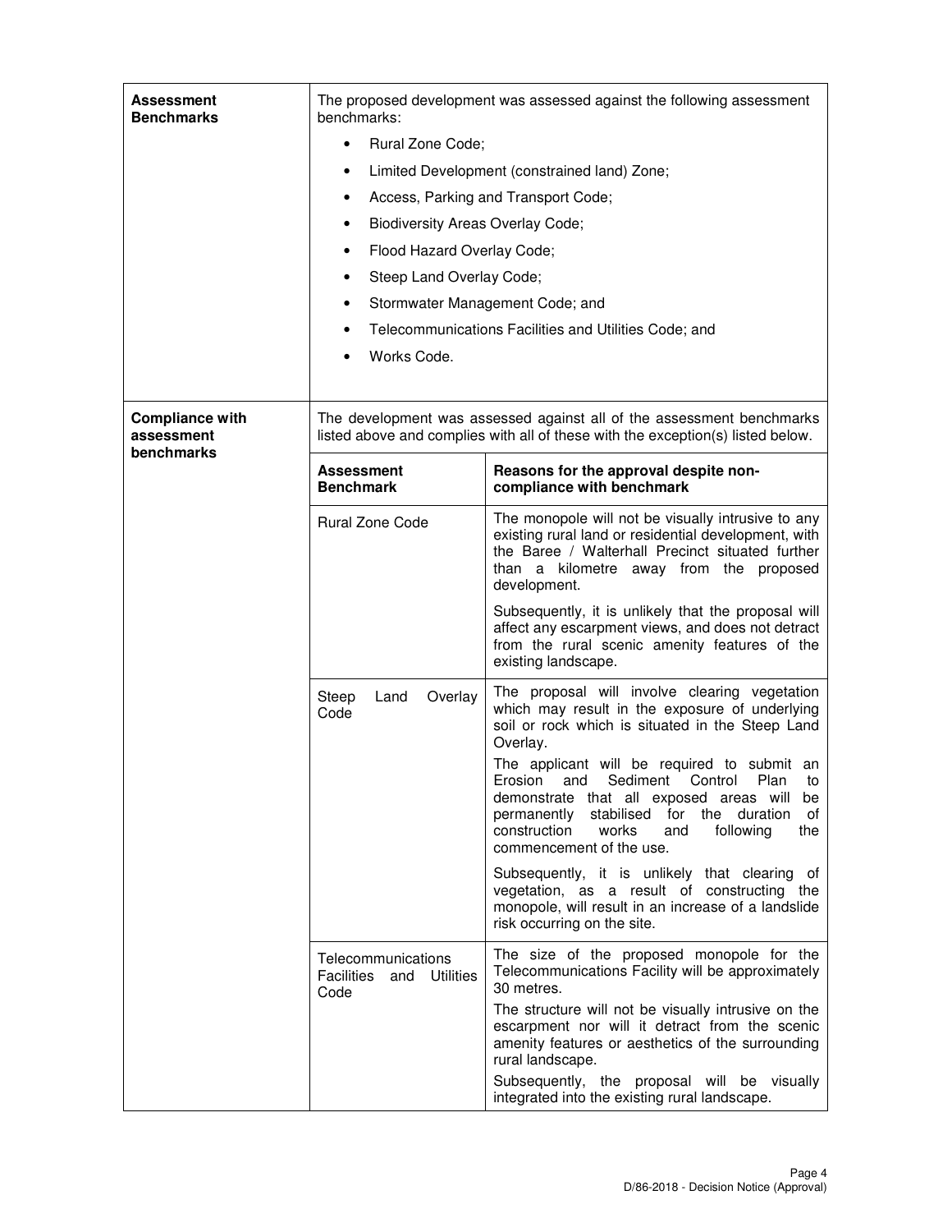| | |
|---|---|
| **Assessment Benchmarks** | The proposed development was assessed against the following assessment benchmarks:<br>• Rural Zone Code;<br>• Limited Development (constrained land) Zone;<br>• Access, Parking and Transport Code;<br>• Biodiversity Areas Overlay Code;<br>• Flood Hazard Overlay Code;<br>• Steep Land Overlay Code;<br>• Stormwater Management Code; and<br>• Telecommunications Facilities and Utilities Code; and<br>• Works Code. |
| **Compliance with assessment benchmarks** | The development was assessed against all of the assessment benchmarks listed above and complies with all of these with the exception(s) listed below. |

| **Assessment Benchmark** | **Reasons for the approval despite non-compliance with benchmark** |
|---|---|
| Rural Zone Code | The monopole will not be visually intrusive to any existing rural land or residential development, with the Baree / Walterhall Precinct situated further than a kilometre away from the proposed development.<br><br>Subsequently, it is unlikely that the proposal will affect any escarpment views, and does not detract from the rural scenic amenity features of the existing landscape. |
| Steep Land Overlay Code | The proposal will involve clearing vegetation which may result in the exposure of underlying soil or rock which is situated in the Steep Land Overlay.<br><br>The applicant will be required to submit an Erosion and Sediment Control Plan to demonstrate that all exposed areas will be permanently stabilised for the duration of construction works and following the commencement of the use.<br><br>Subsequently, it is unlikely that clearing of vegetation, as a result of constructing the monopole, will result in an increase of a landslide risk occurring on the site. |
| Telecommunications Facilities and Utilities Code | The size of the proposed monopole for the Telecommunications Facility will be approximately 30 metres.<br><br>The structure will not be visually intrusive on the escarpment nor will it detract from the scenic amenity features or aesthetics of the surrounding rural landscape.<br><br>Subsequently, the proposal will be visually integrated into the existing rural landscape. |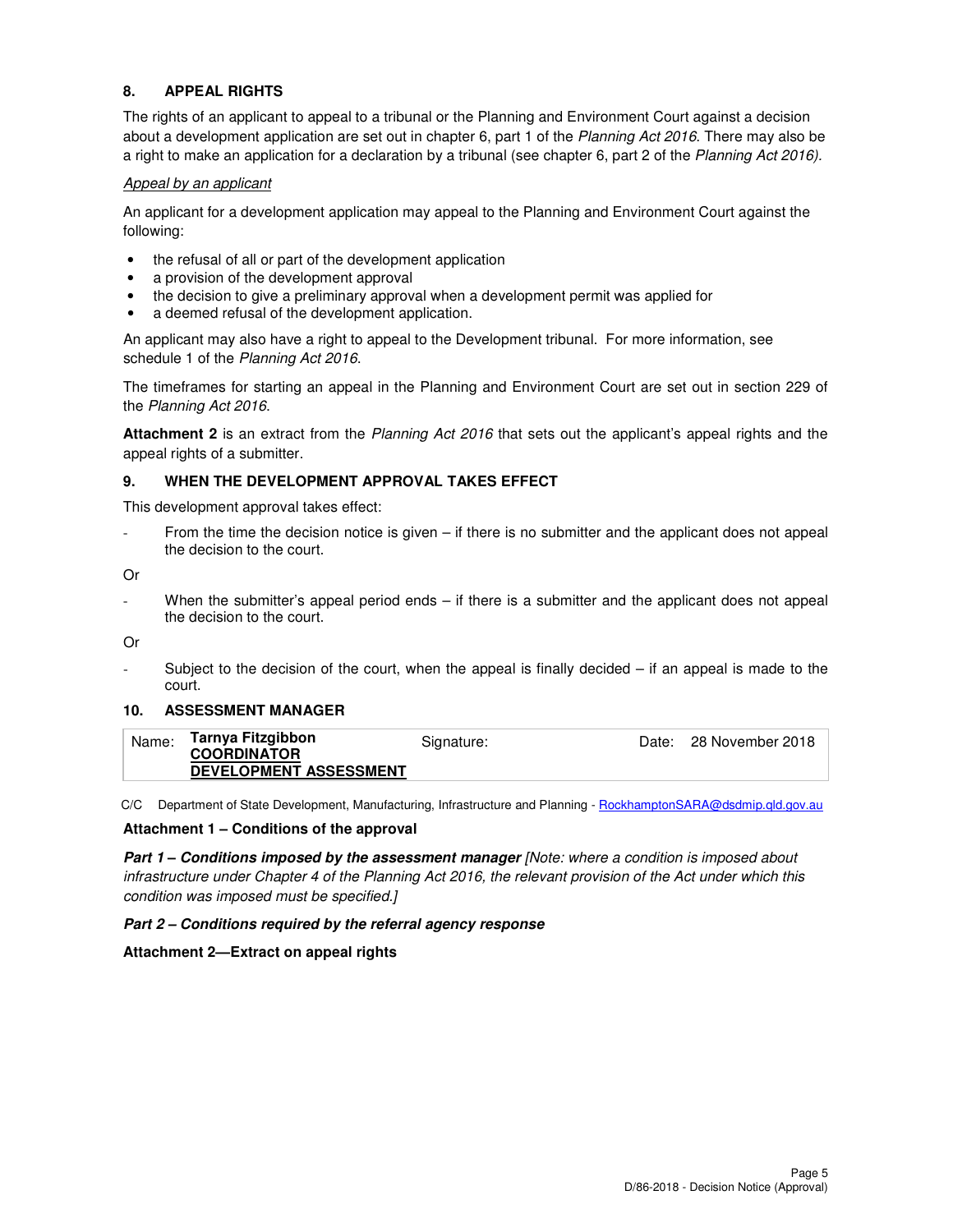## 8. APPEAL RIGHTS

The rights of an applicant to appeal to a tribunal or the Planning and Environment Court against a decision about a development application are set out in chapter 6, part 1 of the *Planning Act 2016*. There may also be a right to make an application for a declaration by a tribunal (see chapter 6, part 2 of the *Planning Act 2016).*

*Appeal by an applicant*

An applicant for a development application may appeal to the Planning and Environment Court against the following:

- the refusal of all or part of the development application
- a provision of the development approval
- the decision to give a preliminary approval when a development permit was applied for
- a deemed refusal of the development application.

An applicant may also have a right to appeal to the Development tribunal. For more information, see schedule 1 of the *Planning Act 2016*.

The timeframes for starting an appeal in the Planning and Environment Court are set out in section 229 of the *Planning Act 2016*.

**Attachment 2** is an extract from the *Planning Act 2016* that sets out the applicant's appeal rights and the appeal rights of a submitter.

## 9. WHEN THE DEVELOPMENT APPROVAL TAKES EFFECT

This development approval takes effect:

- From the time the decision notice is given – if there is no submitter and the applicant does not appeal the decision to the court.

Or

- When the submitter's appeal period ends – if there is a submitter and the applicant does not appeal the decision to the court.

Or

- Subject to the decision of the court, when the appeal is finally decided – if an appeal is made to the court.

## 10. ASSESSMENT MANAGER

| Name: | **Tarnya Fitzgibbon COORDINATOR DEVELOPMENT ASSESSMENT** | Signature: | Date: | 28 November 2018 |
|---|---|---|---|---|

C/C Department of State Development, Manufacturing, Infrastructure and Planning - RockhamptonSARA@dsdmip.qld.gov.au

**Attachment 1 – Conditions of the approval**

***Part 1 – Conditions imposed by the assessment manager*** *[Note: where a condition is imposed about infrastructure under Chapter 4 of the Planning Act 2016, the relevant provision of the Act under which this condition was imposed must be specified.]*

***Part 2 – Conditions required by the referral agency response***

**Attachment 2—Extract on appeal rights**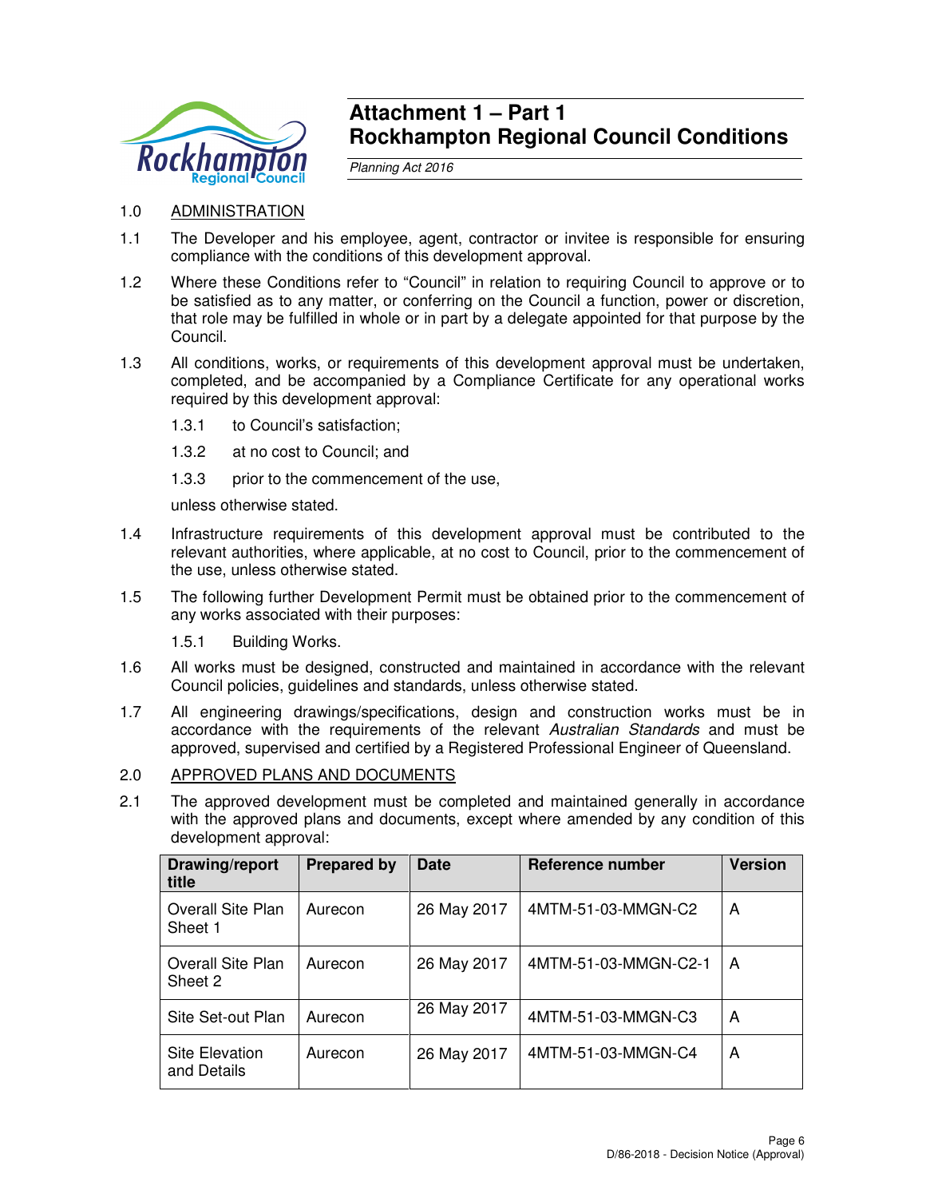# Attachment 1 – Part 1
# Rockhampton Regional Council Conditions

*Planning Act 2016*

1.0 ADMINISTRATION

1.1 The Developer and his employee, agent, contractor or invitee is responsible for ensuring compliance with the conditions of this development approval.

1.2 Where these Conditions refer to "Council" in relation to requiring Council to approve or to be satisfied as to any matter, or conferring on the Council a function, power or discretion, that role may be fulfilled in whole or in part by a delegate appointed for that purpose by the Council.

1.3 All conditions, works, or requirements of this development approval must be undertaken, completed, and be accompanied by a Compliance Certificate for any operational works required by this development approval:

1.3.1 to Council's satisfaction;

1.3.2 at no cost to Council; and

1.3.3 prior to the commencement of the use,

unless otherwise stated.

1.4 Infrastructure requirements of this development approval must be contributed to the relevant authorities, where applicable, at no cost to Council, prior to the commencement of the use, unless otherwise stated.

1.5 The following further Development Permit must be obtained prior to the commencement of any works associated with their purposes:

1.5.1 Building Works.

1.6 All works must be designed, constructed and maintained in accordance with the relevant Council policies, guidelines and standards, unless otherwise stated.

1.7 All engineering drawings/specifications, design and construction works must be in accordance with the requirements of the relevant *Australian Standards* and must be approved, supervised and certified by a Registered Professional Engineer of Queensland.

2.0 APPROVED PLANS AND DOCUMENTS

2.1 The approved development must be completed and maintained generally in accordance with the approved plans and documents, except where amended by any condition of this development approval:

| Drawing/report title | Prepared by | Date | Reference number | Version |
|---|---|---|---|---|
| Overall Site Plan Sheet 1 | Aurecon | 26 May 2017 | 4MTM-51-03-MMGN-C2 | A |
| Overall Site Plan Sheet 2 | Aurecon | 26 May 2017 | 4MTM-51-03-MMGN-C2-1 | A |
| Site Set-out Plan | Aurecon | 26 May 2017 | 4MTM-51-03-MMGN-C3 | A |
| Site Elevation and Details | Aurecon | 26 May 2017 | 4MTM-51-03-MMGN-C4 | A |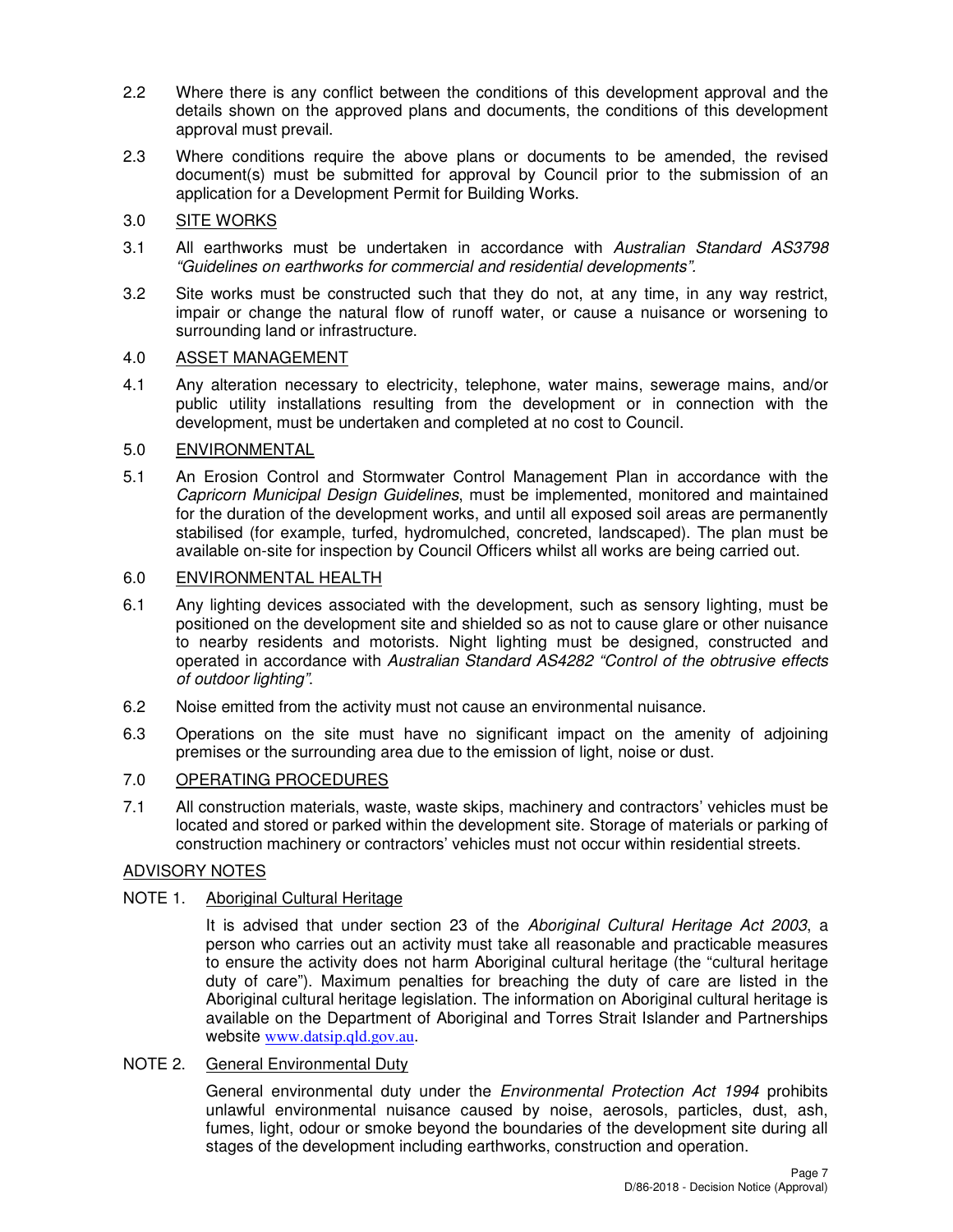2.2 Where there is any conflict between the conditions of this development approval and the details shown on the approved plans and documents, the conditions of this development approval must prevail.

2.3 Where conditions require the above plans or documents to be amended, the revised document(s) must be submitted for approval by Council prior to the submission of an application for a Development Permit for Building Works.

## 3.0 SITE WORKS

3.1 All earthworks must be undertaken in accordance with *Australian Standard AS3798 "Guidelines on earthworks for commercial and residential developments".*

3.2 Site works must be constructed such that they do not, at any time, in any way restrict, impair or change the natural flow of runoff water, or cause a nuisance or worsening to surrounding land or infrastructure.

## 4.0 ASSET MANAGEMENT

4.1 Any alteration necessary to electricity, telephone, water mains, sewerage mains, and/or public utility installations resulting from the development or in connection with the development, must be undertaken and completed at no cost to Council.

## 5.0 ENVIRONMENTAL

5.1 An Erosion Control and Stormwater Control Management Plan in accordance with the *Capricorn Municipal Design Guidelines*, must be implemented, monitored and maintained for the duration of the development works, and until all exposed soil areas are permanently stabilised (for example, turfed, hydromulched, concreted, landscaped). The plan must be available on-site for inspection by Council Officers whilst all works are being carried out.

## 6.0 ENVIRONMENTAL HEALTH

6.1 Any lighting devices associated with the development, such as sensory lighting, must be positioned on the development site and shielded so as not to cause glare or other nuisance to nearby residents and motorists. Night lighting must be designed, constructed and operated in accordance with *Australian Standard AS4282 "Control of the obtrusive effects of outdoor lighting"*.

6.2 Noise emitted from the activity must not cause an environmental nuisance.

6.3 Operations on the site must have no significant impact on the amenity of adjoining premises or the surrounding area due to the emission of light, noise or dust.

## 7.0 OPERATING PROCEDURES

7.1 All construction materials, waste, waste skips, machinery and contractors' vehicles must be located and stored or parked within the development site. Storage of materials or parking of construction machinery or contractors' vehicles must not occur within residential streets.

## ADVISORY NOTES

### NOTE 1. Aboriginal Cultural Heritage

It is advised that under section 23 of the *Aboriginal Cultural Heritage Act 2003*, a person who carries out an activity must take all reasonable and practicable measures to ensure the activity does not harm Aboriginal cultural heritage (the "cultural heritage duty of care"). Maximum penalties for breaching the duty of care are listed in the Aboriginal cultural heritage legislation. The information on Aboriginal cultural heritage is available on the Department of Aboriginal and Torres Strait Islander and Partnerships website www.datsip.qld.gov.au.

### NOTE 2. General Environmental Duty

General environmental duty under the *Environmental Protection Act 1994* prohibits unlawful environmental nuisance caused by noise, aerosols, particles, dust, ash, fumes, light, odour or smoke beyond the boundaries of the development site during all stages of the development including earthworks, construction and operation.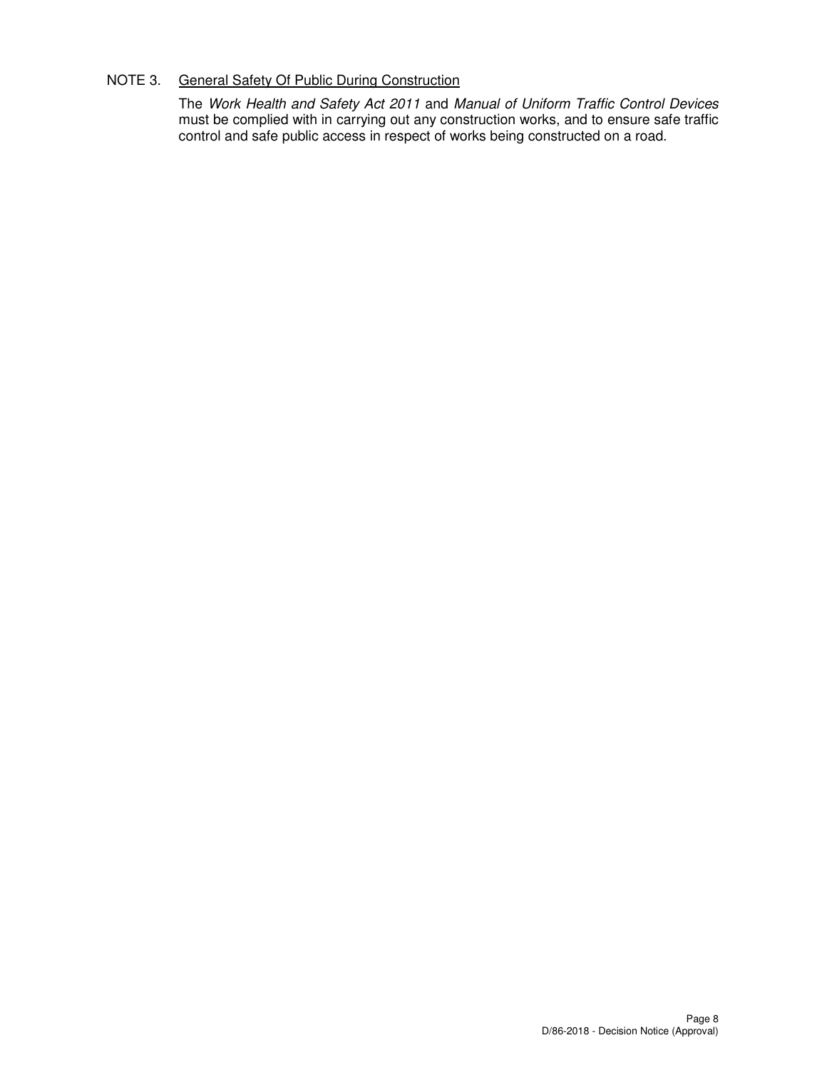NOTE 3. <u>General Safety Of Public During Construction</u>

The *Work Health and Safety Act 2011* and *Manual of Uniform Traffic Control Devices* must be complied with in carrying out any construction works, and to ensure safe traffic control and safe public access in respect of works being constructed on a road.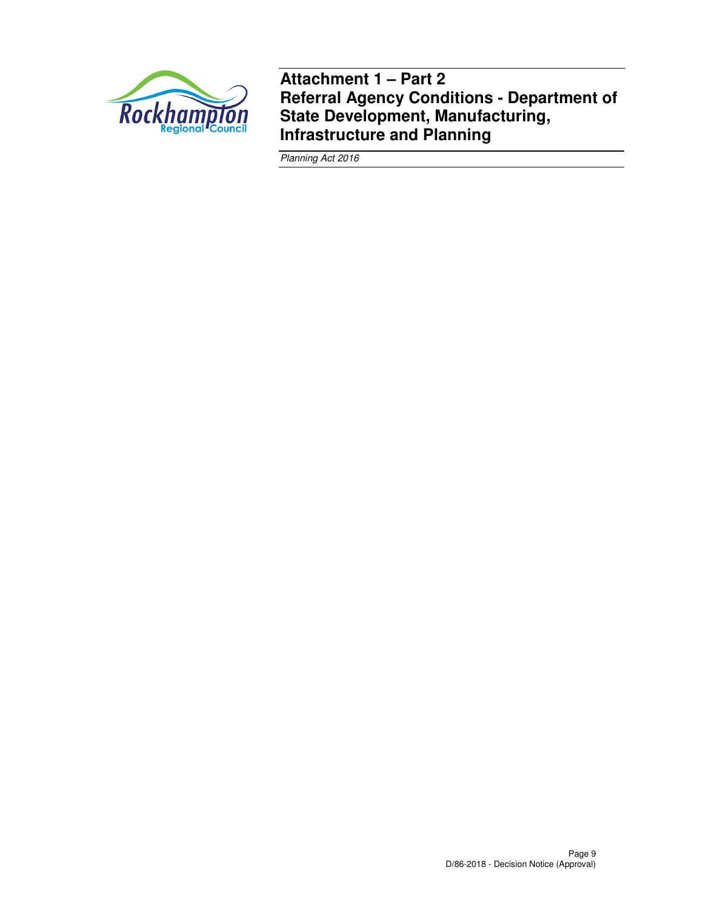# Attachment 1 – Part 2

## Referral Agency Conditions - Department of State Development, Manufacturing, Infrastructure and Planning

*Planning Act 2016*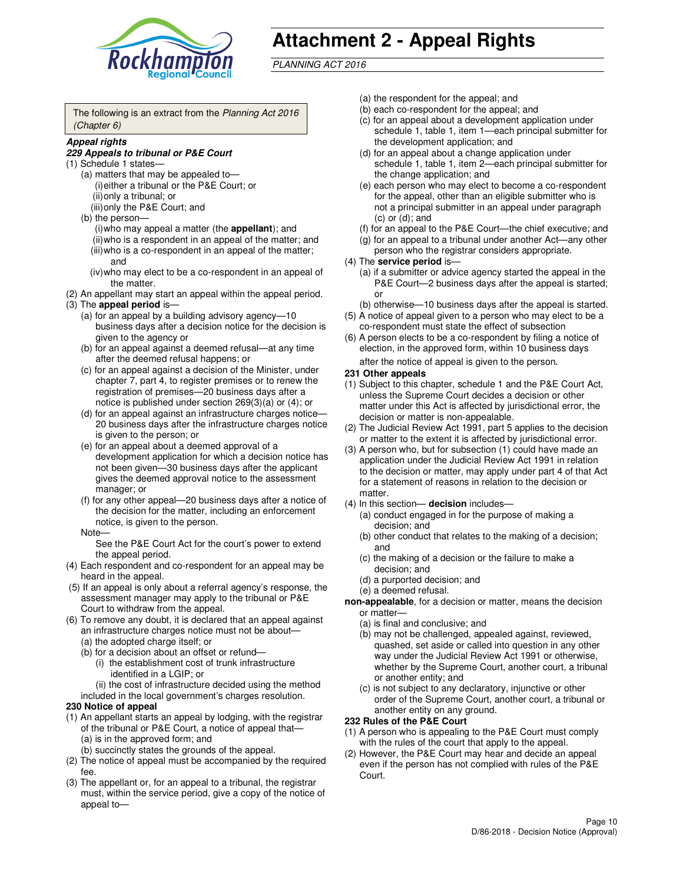# Attachment 2 - Appeal Rights

*PLANNING ACT 2016*

The following is an extract from the *Planning Act 2016 (Chapter 6)*

***Appeal rights***

***229 Appeals to tribunal or P&E Court***

(1) Schedule 1 states—

(a) matters that may be appealed to—

(i) either a tribunal or the P&E Court; or

(ii) only a tribunal; or

(iii) only the P&E Court; and

(b) the person—

(i) who may appeal a matter (the **appellant**); and

(ii) who is a respondent in an appeal of the matter; and

(iii) who is a co-respondent in an appeal of the matter; and

(iv) who may elect to be a co-respondent in an appeal of the matter.

(2) An appellant may start an appeal within the appeal period.

(3) The **appeal period** is—

(a) for an appeal by a building advisory agency—10 business days after a decision notice for the decision is given to the agency or

(b) for an appeal against a deemed refusal—at any time after the deemed refusal happens; or

(c) for an appeal against a decision of the Minister, under chapter 7, part 4, to register premises or to renew the registration of premises—20 business days after a notice is published under section 269(3)(a) or (4); or

(d) for an appeal against an infrastructure charges notice—20 business days after the infrastructure charges notice is given to the person; or

(e) for an appeal about a deemed approval of a development application for which a decision notice has not been given—30 business days after the applicant gives the deemed approval notice to the assessment manager; or

(f) for any other appeal—20 business days after a notice of the decision for the matter, including an enforcement notice, is given to the person.

Note—

See the P&E Court Act for the court's power to extend the appeal period.

(4) Each respondent and co-respondent for an appeal may be heard in the appeal.

(5) If an appeal is only about a referral agency's response, the assessment manager may apply to the tribunal or P&E Court to withdraw from the appeal.

(6) To remove any doubt, it is declared that an appeal against an infrastructure charges notice must not be about—

(a) the adopted charge itself; or

(b) for a decision about an offset or refund—

(i) the establishment cost of trunk infrastructure identified in a LGIP; or

(ii) the cost of infrastructure decided using the method included in the local government's charges resolution.

**230 Notice of appeal**

(1) An appellant starts an appeal by lodging, with the registrar of the tribunal or P&E Court, a notice of appeal that—

(a) is in the approved form; and

(b) succinctly states the grounds of the appeal.

(2) The notice of appeal must be accompanied by the required fee.

(3) The appellant or, for an appeal to a tribunal, the registrar must, within the service period, give a copy of the notice of appeal to—

(a) the respondent for the appeal; and

(b) each co-respondent for the appeal; and

(c) for an appeal about a development application under schedule 1, table 1, item 1—each principal submitter for the development application; and

(d) for an appeal about a change application under schedule 1, table 1, item 2—each principal submitter for the change application; and

(e) each person who may elect to become a co-respondent for the appeal, other than an eligible submitter who is not a principal submitter in an appeal under paragraph (c) or (d); and

(f) for an appeal to the P&E Court—the chief executive; and

(g) for an appeal to a tribunal under another Act—any other person who the registrar considers appropriate.

(4) The **service period** is—

(a) if a submitter or advice agency started the appeal in the P&E Court—2 business days after the appeal is started; or

(b) otherwise—10 business days after the appeal is started.

(5) A notice of appeal given to a person who may elect to be a co-respondent must state the effect of subsection

(6) A person elects to be a co-respondent by filing a notice of election, in the approved form, within 10 business days after the notice of appeal is given to the person.

**231 Other appeals**

(1) Subject to this chapter, schedule 1 and the P&E Court Act, unless the Supreme Court decides a decision or other matter under this Act is affected by jurisdictional error, the decision or matter is non-appealable.

(2) The Judicial Review Act 1991, part 5 applies to the decision or matter to the extent it is affected by jurisdictional error.

(3) A person who, but for subsection (1) could have made an application under the Judicial Review Act 1991 in relation to the decision or matter, may apply under part 4 of that Act for a statement of reasons in relation to the decision or matter.

(4) In this section— **decision** includes—

(a) conduct engaged in for the purpose of making a decision; and

(b) other conduct that relates to the making of a decision; and

(c) the making of a decision or the failure to make a decision; and

(d) a purported decision; and

(e) a deemed refusal.

**non-appealable**, for a decision or matter, means the decision or matter—

(a) is final and conclusive; and

(b) may not be challenged, appealed against, reviewed, quashed, set aside or called into question in any other way under the Judicial Review Act 1991 or otherwise, whether by the Supreme Court, another court, a tribunal or another entity; and

(c) is not subject to any declaratory, injunctive or other order of the Supreme Court, another court, a tribunal or another entity on any ground.

**232 Rules of the P&E Court**

(1) A person who is appealing to the P&E Court must comply with the rules of the court that apply to the appeal.

(2) However, the P&E Court may hear and decide an appeal even if the person has not complied with rules of the P&E Court.

D/86-2018 - Decision Notice (Approval)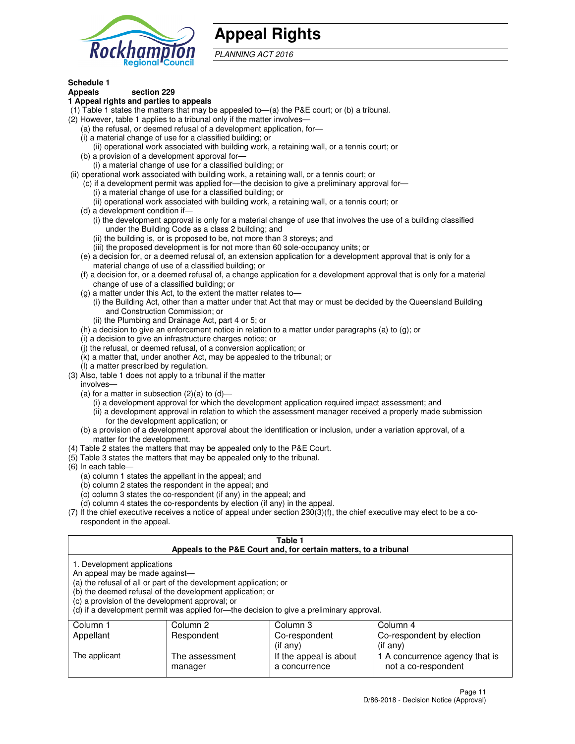# Appeal Rights

*PLANNING ACT 2016*

**Schedule 1**
**Appeals section 229**
**1 Appeal rights and parties to appeals**

(1) Table 1 states the matters that may be appealed to—(a) the P&E court; or (b) a tribunal.

(2) However, table 1 applies to a tribunal only if the matter involves—

(a) the refusal, or deemed refusal of a development application, for—

(i) a material change of use for a classified building; or

(ii) operational work associated with building work, a retaining wall, or a tennis court; or

(b) a provision of a development approval for—

(i) a material change of use for a classified building; or

(ii) operational work associated with building work, a retaining wall, or a tennis court; or

(c) if a development permit was applied for—the decision to give a preliminary approval for—

(i) a material change of use for a classified building; or

(ii) operational work associated with building work, a retaining wall, or a tennis court; or

(d) a development condition if—

(i) the development approval is only for a material change of use that involves the use of a building classified under the Building Code as a class 2 building; and

(ii) the building is, or is proposed to be, not more than 3 storeys; and

(iii) the proposed development is for not more than 60 sole-occupancy units; or

(e) a decision for, or a deemed refusal of, an extension application for a development approval that is only for a material change of use of a classified building; or

(f) a decision for, or a deemed refusal of, a change application for a development approval that is only for a material change of use of a classified building; or

(g) a matter under this Act, to the extent the matter relates to—

(i) the Building Act, other than a matter under that Act that may or must be decided by the Queensland Building and Construction Commission; or

(ii) the Plumbing and Drainage Act, part 4 or 5; or

(h) a decision to give an enforcement notice in relation to a matter under paragraphs (a) to (g); or

(i) a decision to give an infrastructure charges notice; or

(j) the refusal, or deemed refusal, of a conversion application; or

(k) a matter that, under another Act, may be appealed to the tribunal; or

(l) a matter prescribed by regulation.

(3) Also, table 1 does not apply to a tribunal if the matter involves—

(a) for a matter in subsection (2)(a) to (d)—

(i) a development approval for which the development application required impact assessment; and

(ii) a development approval in relation to which the assessment manager received a properly made submission for the development application; or

(b) a provision of a development approval about the identification or inclusion, under a variation approval, of a matter for the development.

(4) Table 2 states the matters that may be appealed only to the P&E Court.

(5) Table 3 states the matters that may be appealed only to the tribunal.

(6) In each table—

(a) column 1 states the appellant in the appeal; and

(b) column 2 states the respondent in the appeal; and

(c) column 3 states the co-respondent (if any) in the appeal; and

(d) column 4 states the co-respondents by election (if any) in the appeal.

(7) If the chief executive receives a notice of appeal under section 230(3)(f), the chief executive may elect to be a co-respondent in the appeal.

**Table 1**
**Appeals to the P&E Court and, for certain matters, to a tribunal**

1. Development applications
An appeal may be made against—
(a) the refusal of all or part of the development application; or
(b) the deemed refusal of the development application; or
(c) a provision of the development approval; or
(d) if a development permit was applied for—the decision to give a preliminary approval.

| Column 1<br>Appellant | Column 2<br>Respondent | Column 3<br>Co-respondent<br>(if any) | Column 4<br>Co-respondent by election<br>(if any) |
|---|---|---|---|
| The applicant | The assessment manager | If the appeal is about a concurrence | 1 A concurrence agency that is not a co-respondent |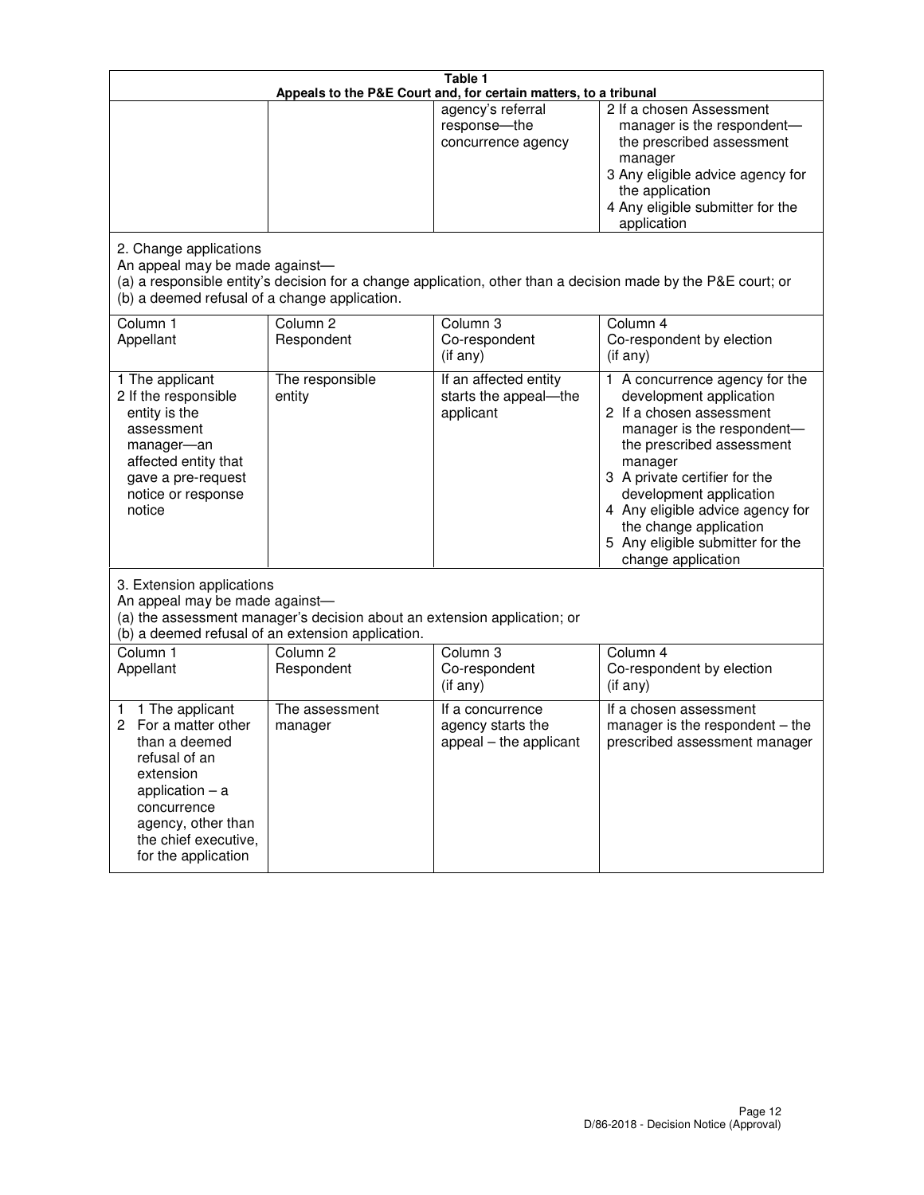**Table 1**
**Appeals to the P&E Court and, for certain matters, to a tribunal**

| | | | |
|---|---|---|---|
| | | agency's referral response—the concurrence agency | 2 If a chosen Assessment manager is the respondent—the prescribed assessment manager<br>3 Any eligible advice agency for the application<br>4 Any eligible submitter for the application |

2. Change applications
An appeal may be made against—
(a) a responsible entity's decision for a change application, other than a decision made by the P&E court; or
(b) a deemed refusal of a change application.

| Column 1<br>Appellant | Column 2<br>Respondent | Column 3<br>Co-respondent<br>(if any) | Column 4<br>Co-respondent by election<br>(if any) |
|---|---|---|---|
| 1 The applicant<br>2 If the responsible entity is the assessment manager—an affected entity that gave a pre-request notice or response notice | The responsible entity | If an affected entity starts the appeal—the applicant | 1 A concurrence agency for the development application<br>2 If a chosen assessment manager is the respondent—the prescribed assessment manager<br>3 A private certifier for the development application<br>4 Any eligible advice agency for the change application<br>5 Any eligible submitter for the change application |

3. Extension applications
An appeal may be made against—
(a) the assessment manager's decision about an extension application; or
(b) a deemed refusal of an extension application.

| Column 1<br>Appellant | Column 2<br>Respondent | Column 3<br>Co-respondent<br>(if any) | Column 4<br>Co-respondent by election<br>(if any) |
|---|---|---|---|
| 1 1 The applicant<br>2 For a matter other than a deemed refusal of an extension application – a concurrence agency, other than the chief executive, for the application | The assessment manager | If a concurrence agency starts the appeal – the applicant | If a chosen assessment manager is the respondent – the prescribed assessment manager |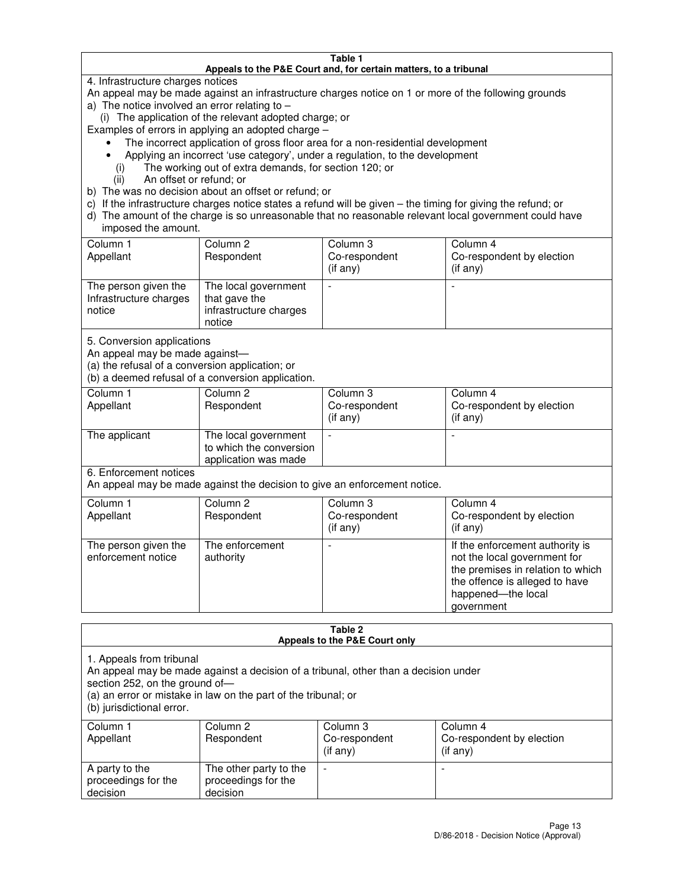**Table 1**
**Appeals to the P&E Court and, for certain matters, to a tribunal**

4. Infrastructure charges notices

An appeal may be made against an infrastructure charges notice on 1 or more of the following grounds

a) The notice involved an error relating to –
   (i) The application of the relevant adopted charge; or

Examples of errors in applying an adopted charge –

- The incorrect application of gross floor area for a non-residential development
- Applying an incorrect 'use category', under a regulation, to the development

   (i) The working out of extra demands, for section 120; or
   (ii) An offset or refund; or

b) The was no decision about an offset or refund; or

c) If the infrastructure charges notice states a refund will be given – the timing for giving the refund; or

d) The amount of the charge is so unreasonable that no reasonable relevant local government could have imposed the amount.

| Column 1 Appellant | Column 2 Respondent | Column 3 Co-respondent (if any) | Column 4 Co-respondent by election (if any) |
|---|---|---|---|
| The person given the Infrastructure charges notice | The local government that gave the infrastructure charges notice | - | - |

5. Conversion applications

An appeal may be made against—
(a) the refusal of a conversion application; or
(b) a deemed refusal of a conversion application.

| Column 1 Appellant | Column 2 Respondent | Column 3 Co-respondent (if any) | Column 4 Co-respondent by election (if any) |
|---|---|---|---|
| The applicant | The local government to which the conversion application was made | - | - |

6. Enforcement notices

An appeal may be made against the decision to give an enforcement notice.

| Column 1 Appellant | Column 2 Respondent | Column 3 Co-respondent (if any) | Column 4 Co-respondent by election (if any) |
|---|---|---|---|
| The person given the enforcement notice | The enforcement authority | - | If the enforcement authority is not the local government for the premises in relation to which the offence is alleged to have happened—the local government |

**Table 2**
**Appeals to the P&E Court only**

1. Appeals from tribunal

An appeal may be made against a decision of a tribunal, other than a decision under section 252, on the ground of—
(a) an error or mistake in law on the part of the tribunal; or
(b) jurisdictional error.

| Column 1 Appellant | Column 2 Respondent | Column 3 Co-respondent (if any) | Column 4 Co-respondent by election (if any) |
|---|---|---|---|
| A party to the proceedings for the decision | The other party to the proceedings for the decision | - | - |

D/86-2018 - Decision Notice (Approval)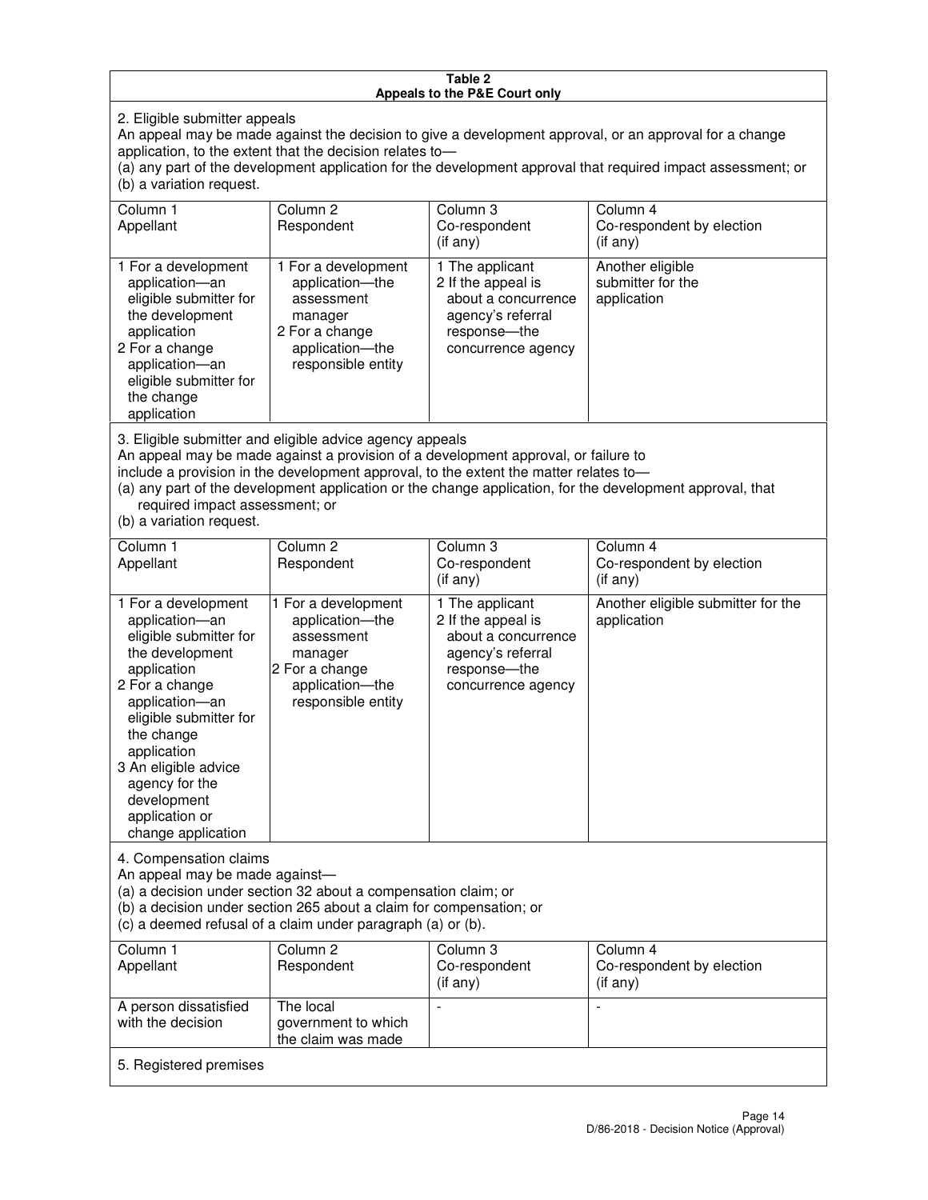**Table 2**
**Appeals to the P&E Court only**

2. Eligible submitter appeals

An appeal may be made against the decision to give a development approval, or an approval for a change application, to the extent that the decision relates to—
(a) any part of the development application for the development approval that required impact assessment; or
(b) a variation request.

| Column 1<br>Appellant | Column 2<br>Respondent | Column 3<br>Co-respondent<br>(if any) | Column 4<br>Co-respondent by election<br>(if any) |
|---|---|---|---|
| 1 For a development application—an eligible submitter for the development application<br>2 For a change application—an eligible submitter for the change application | 1 For a development application—the assessment manager<br>2 For a change application—the responsible entity | 1 The applicant<br>2 If the appeal is about a concurrence agency's referral response—the concurrence agency | Another eligible submitter for the application |

3. Eligible submitter and eligible advice agency appeals

An appeal may be made against a provision of a development approval, or failure to include a provision in the development approval, to the extent the matter relates to—
(a) any part of the development application or the change application, for the development approval, that required impact assessment; or
(b) a variation request.

| Column 1<br>Appellant | Column 2<br>Respondent | Column 3<br>Co-respondent<br>(if any) | Column 4<br>Co-respondent by election<br>(if any) |
|---|---|---|---|
| 1 For a development application—an eligible submitter for the development application<br>2 For a change application—an eligible submitter for the change application<br>3 An eligible advice agency for the development application or change application | 1 For a development application—the assessment manager<br>2 For a change application—the responsible entity | 1 The applicant<br>2 If the appeal is about a concurrence agency's referral response—the concurrence agency | Another eligible submitter for the application |

4. Compensation claims

An appeal may be made against—
(a) a decision under section 32 about a compensation claim; or
(b) a decision under section 265 about a claim for compensation; or
(c) a deemed refusal of a claim under paragraph (a) or (b).

| Column 1<br>Appellant | Column 2<br>Respondent | Column 3<br>Co-respondent<br>(if any) | Column 4<br>Co-respondent by election<br>(if any) |
|---|---|---|---|
| A person dissatisfied with the decision | The local government to which the claim was made | - | - |

5. Registered premises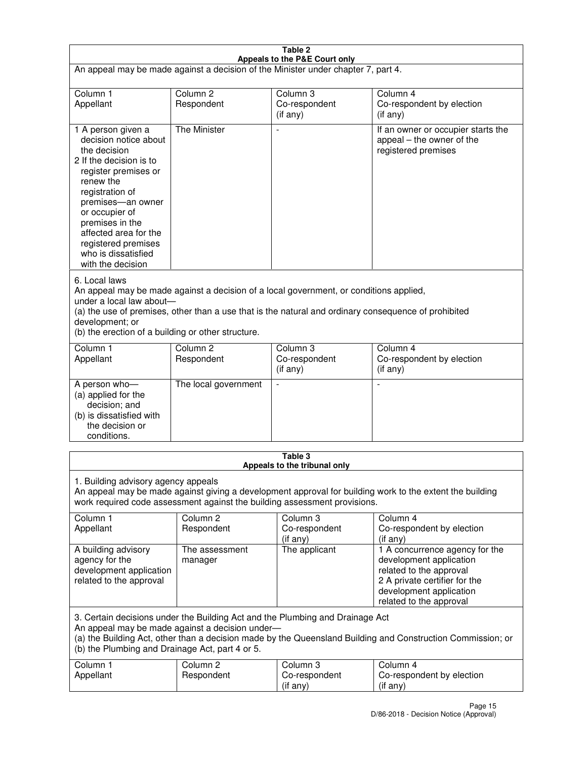**Table 2**
**Appeals to the P&E Court only**

An appeal may be made against a decision of the Minister under chapter 7, part 4.

| Column 1<br>Appellant | Column 2<br>Respondent | Column 3<br>Co-respondent<br>(if any) | Column 4<br>Co-respondent by election<br>(if any) |
|---|---|---|---|
| 1 A person given a decision notice about the decision<br>2 If the decision is to register premises or renew the registration of premises—an owner or occupier of premises in the affected area for the registered premises who is dissatisfied with the decision | The Minister | - | If an owner or occupier starts the appeal – the owner of the registered premises |

6. Local laws

An appeal may be made against a decision of a local government, or conditions applied, under a local law about—

(a) the use of premises, other than a use that is the natural and ordinary consequence of prohibited development; or

(b) the erection of a building or other structure.

| Column 1<br>Appellant | Column 2<br>Respondent | Column 3<br>Co-respondent<br>(if any) | Column 4<br>Co-respondent by election<br>(if any) |
|---|---|---|---|
| A person who—<br>(a) applied for the decision; and<br>(b) is dissatisfied with the decision or conditions. | The local government | - | - |

**Table 3**
**Appeals to the tribunal only**

1. Building advisory agency appeals

An appeal may be made against giving a development approval for building work to the extent the building work required code assessment against the building assessment provisions.

| Column 1<br>Appellant | Column 2<br>Respondent | Column 3<br>Co-respondent<br>(if any) | Column 4<br>Co-respondent by election<br>(if any) |
|---|---|---|---|
| A building advisory agency for the development application related to the approval | The assessment manager | The applicant | 1 A concurrence agency for the development application related to the approval<br>2 A private certifier for the development application related to the approval |

3. Certain decisions under the Building Act and the Plumbing and Drainage Act

An appeal may be made against a decision under—

(a) the Building Act, other than a decision made by the Queensland Building and Construction Commission; or

(b) the Plumbing and Drainage Act, part 4 or 5.

| Column 1<br>Appellant | Column 2<br>Respondent | Column 3<br>Co-respondent<br>(if any) | Column 4<br>Co-respondent by election<br>(if any) |
|---|---|---|---|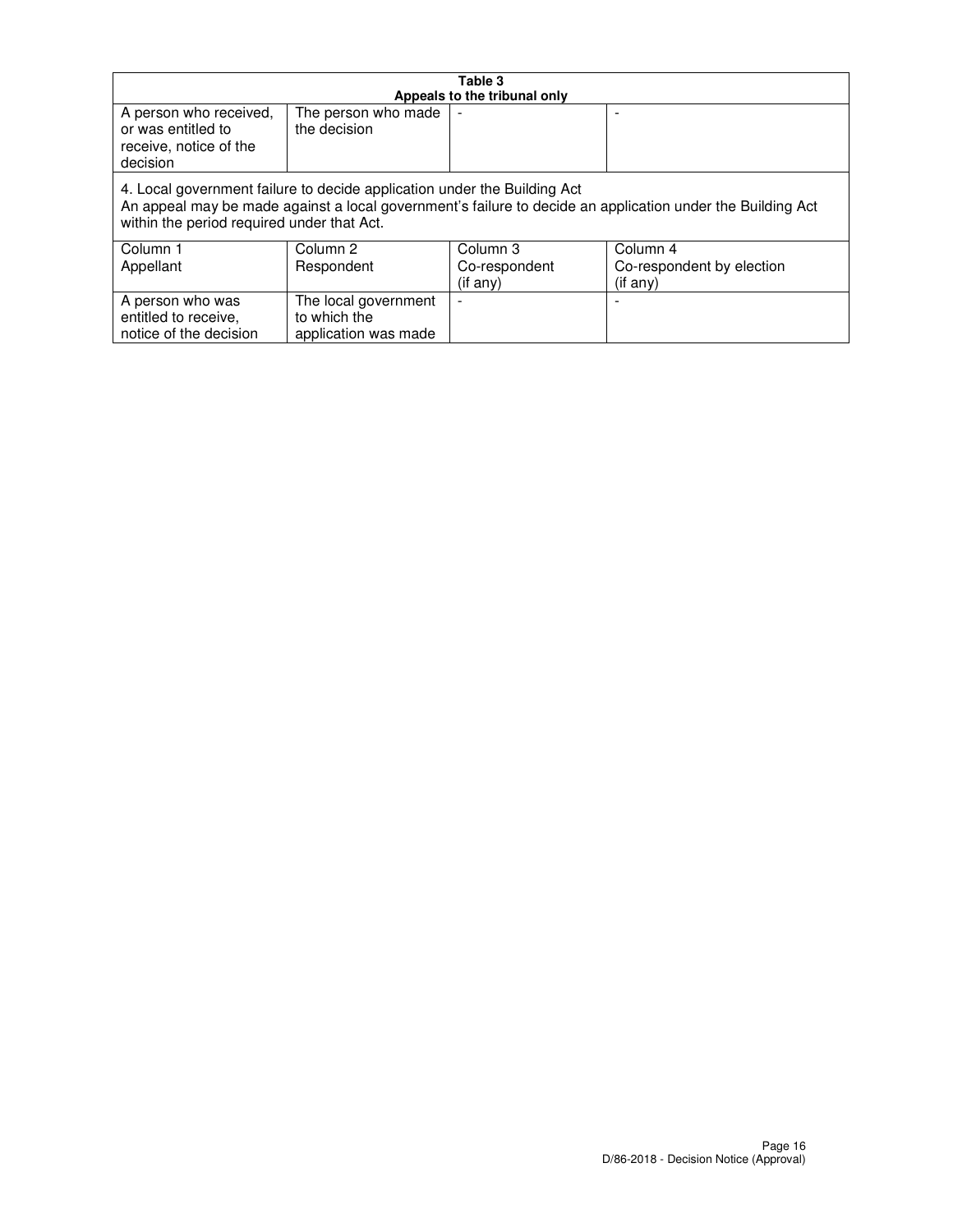| Table 3 Appeals to the tribunal only | | | |
|---|---|---|---|
| A person who received, or was entitled to receive, notice of the decision | The person who made the decision | - | - |
| 4. Local government failure to decide application under the Building Act<br>An appeal may be made against a local government's failure to decide an application under the Building Act within the period required under that Act. | | | |
| Column 1<br>Appellant | Column 2<br>Respondent | Column 3<br>Co-respondent<br>(if any) | Column 4<br>Co-respondent by election<br>(if any) |
| A person who was entitled to receive, notice of the decision | The local government to which the application was made | - | - |